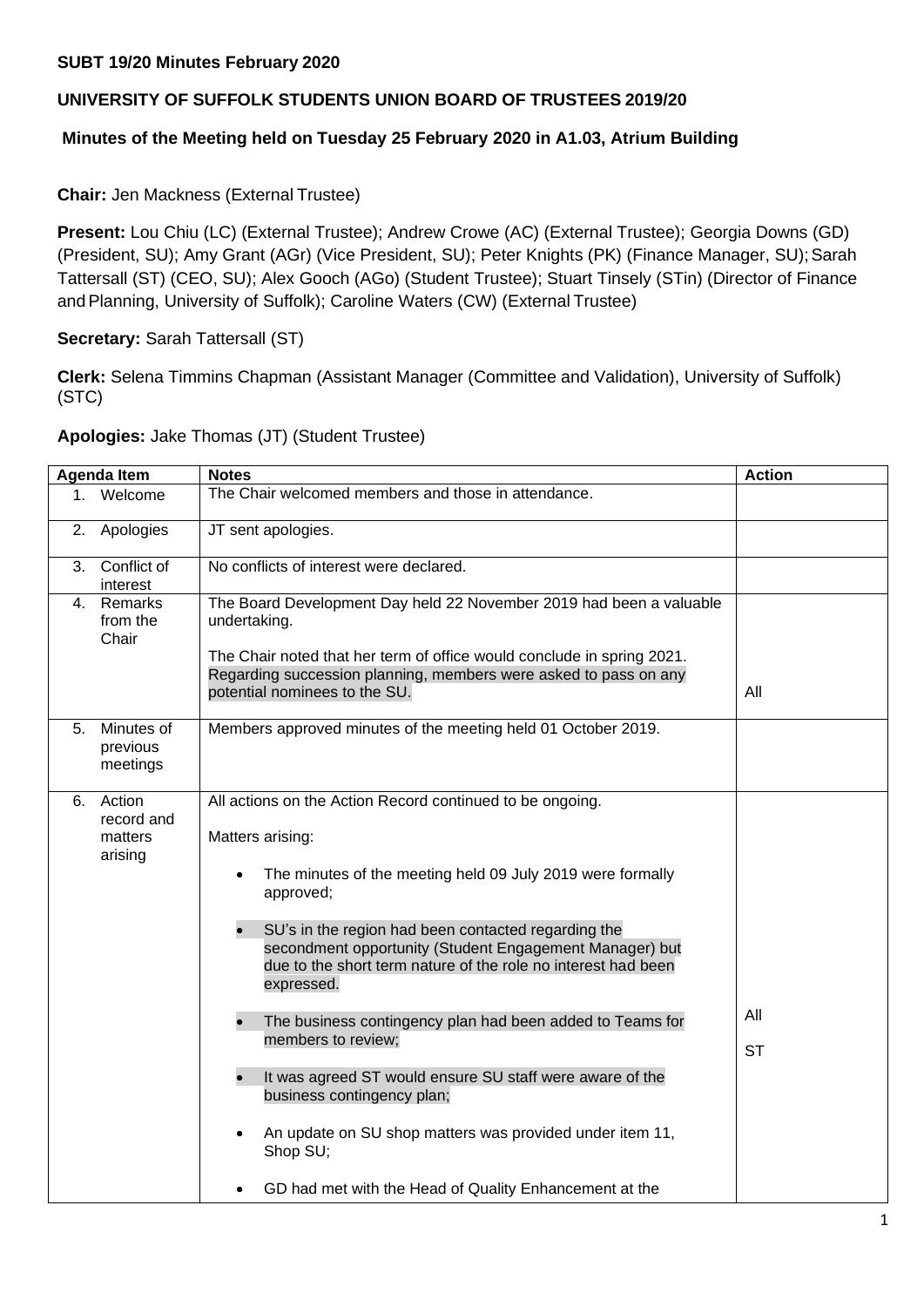**SUBT 19/20 Minutes February 2020**

**UNIVERSITY OF SUFFOLK STUDENTS UNION BOARD OF TRUSTEES 2019/20**

**Minutes of the Meeting held on Tuesday 25 February 2020 in A1.03, Atrium Building**

**Chair:** Jen Mackness (External Trustee)

**Present:** Lou Chiu (LC) (External Trustee); Andrew Crowe (AC) (External Trustee); Georgia Downs (GD) (President, SU); Amy Grant (AGr) (Vice President, SU); Peter Knights (PK) (Finance Manager, SU); Sarah Tattersall (ST) (CEO, SU); Alex Gooch (AGo) (Student Trustee); Stuart Tinsely (STin) (Director of Finance and Planning, University of Suffolk); Caroline Waters (CW) (External Trustee)

**Secretary:** Sarah Tattersall (ST)

**Clerk:** Selena Timmins Chapman (Assistant Manager (Committee and Validation), University of Suffolk) (STC)

**Apologies:** Jake Thomas (JT) (Student Trustee)

| Agenda Item | Notes | Action |
|---|---|---|
| 1. Welcome | The Chair welcomed members and those in attendance. | |
| 2. Apologies | JT sent apologies. | |
| 3. Conflict of interest | No conflicts of interest were declared. | |
| 4. Remarks from the Chair | The Board Development Day held 22 November 2019 had been a valuable undertaking.<br><br>The Chair noted that her term of office would conclude in spring 2021. Regarding succession planning, members were asked to pass on any potential nominees to the SU. | All |
| 5. Minutes of previous meetings | Members approved minutes of the meeting held 01 October 2019. | |
| 6. Action record and matters arising | All actions on the Action Record continued to be ongoing.<br><br>Matters arising:<br><br>• The minutes of the meeting held 09 July 2019 were formally approved;<br><br>• SU's in the region had been contacted regarding the secondment opportunity (Student Engagement Manager) but due to the short term nature of the role no interest had been expressed.<br><br>• The business contingency plan had been added to Teams for members to review;<br><br>• It was agreed ST would ensure SU staff were aware of the business contingency plan;<br><br>• An update on SU shop matters was provided under item 11, Shop SU;<br><br>• GD had met with the Head of Quality Enhancement at the | All<br><br>ST |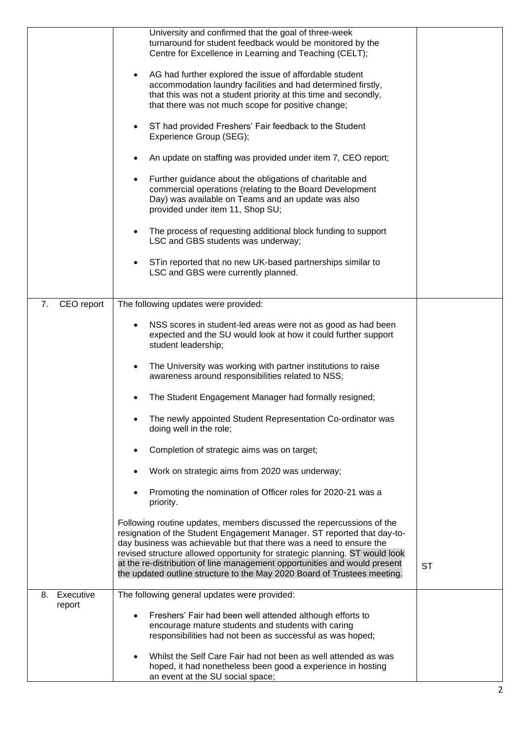| | | |
|---|---|---|
| | University and confirmed that the goal of three-week turnaround for student feedback would be monitored by the Centre for Excellence in Learning and Teaching (CELT);<br><br>• AG had further explored the issue of affordable student accommodation laundry facilities and had determined firstly, that this was not a student priority at this time and secondly, that there was not much scope for positive change;<br><br>• ST had provided Freshers' Fair feedback to the Student Experience Group (SEG);<br><br>• An update on staffing was provided under item 7, CEO report;<br><br>• Further guidance about the obligations of charitable and commercial operations (relating to the Board Development Day) was available on Teams and an update was also provided under item 11, Shop SU;<br><br>• The process of requesting additional block funding to support LSC and GBS students was underway;<br><br>• STin reported that no new UK-based partnerships similar to LSC and GBS were currently planned. | |
| 7. CEO report | The following updates were provided:<br><br>• NSS scores in student-led areas were not as good as had been expected and the SU would look at how it could further support student leadership;<br><br>• The University was working with partner institutions to raise awareness around responsibilities related to NSS;<br><br>• The Student Engagement Manager had formally resigned;<br><br>• The newly appointed Student Representation Co-ordinator was doing well in the role;<br><br>• Completion of strategic aims was on target;<br><br>• Work on strategic aims from 2020 was underway;<br><br>• Promoting the nomination of Officer roles for 2020-21 was a priority.<br><br>Following routine updates, members discussed the repercussions of the resignation of the Student Engagement Manager. ST reported that day-to-day business was achievable but that there was a need to ensure the revised structure allowed opportunity for strategic planning. ST would look at the re-distribution of line management opportunities and would present the updated outline structure to the May 2020 Board of Trustees meeting. | ST |
| 8. Executive report | The following general updates were provided:<br><br>• Freshers' Fair had been well attended although efforts to encourage mature students and students with caring responsibilities had not been as successful as was hoped;<br><br>• Whilst the Self Care Fair had not been as well attended as was hoped, it had nonetheless been good a experience in hosting an event at the SU social space; | |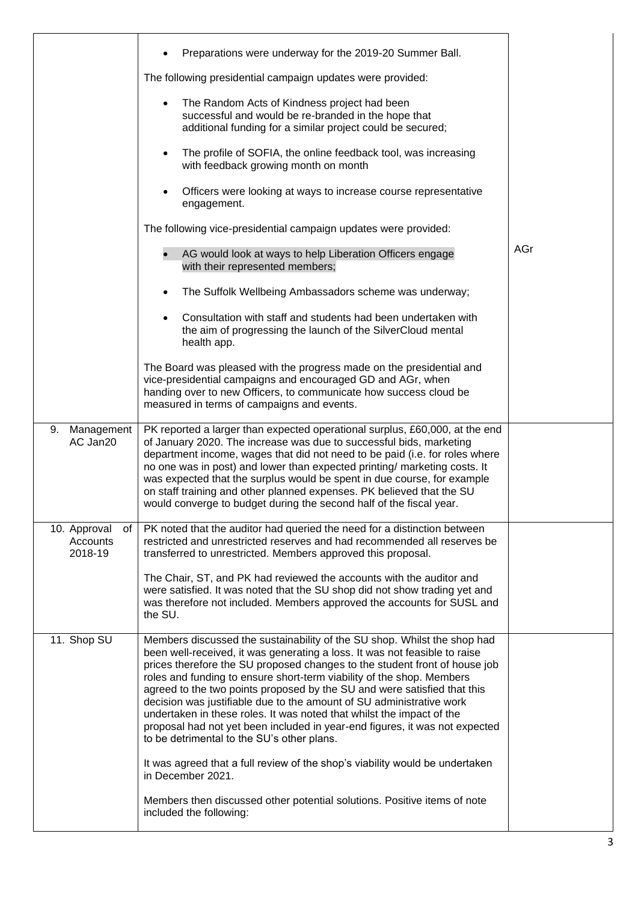| | | |
|---|---|---|
| | • Preparations were underway for the 2019-20 Summer Ball.<br><br>The following presidential campaign updates were provided:<br><br>• The Random Acts of Kindness project had been successful and would be re-branded in the hope that additional funding for a similar project could be secured;<br><br>• The profile of SOFIA, the online feedback tool, was increasing with feedback growing month on month<br><br>• Officers were looking at ways to increase course representative engagement.<br><br>The following vice-presidential campaign updates were provided:<br><br>• AG would look at ways to help Liberation Officers engage with their represented members;<br><br>• The Suffolk Wellbeing Ambassadors scheme was underway;<br><br>• Consultation with staff and students had been undertaken with the aim of progressing the launch of the SilverCloud mental health app.<br><br>The Board was pleased with the progress made on the presidential and vice-presidential campaigns and encouraged GD and AGr, when handing over to new Officers, to communicate how success cloud be measured in terms of campaigns and events. | AGr |
| 9. Management AC Jan20 | PK reported a larger than expected operational surplus, £60,000, at the end of January 2020. The increase was due to successful bids, marketing department income, wages that did not need to be paid (i.e. for roles where no one was in post) and lower than expected printing/ marketing costs. It was expected that the surplus would be spent in due course, for example on staff training and other planned expenses. PK believed that the SU would converge to budget during the second half of the fiscal year. | |
| 10. Approval of Accounts 2018-19 | PK noted that the auditor had queried the need for a distinction between restricted and unrestricted reserves and had recommended all reserves be transferred to unrestricted. Members approved this proposal.<br><br>The Chair, ST, and PK had reviewed the accounts with the auditor and were satisfied. It was noted that the SU shop did not show trading yet and was therefore not included. Members approved the accounts for SUSL and the SU. | |
| 11. Shop SU | Members discussed the sustainability of the SU shop. Whilst the shop had been well-received, it was generating a loss. It was not feasible to raise prices therefore the SU proposed changes to the student front of house job roles and funding to ensure short-term viability of the shop. Members agreed to the two points proposed by the SU and were satisfied that this decision was justifiable due to the amount of SU administrative work undertaken in these roles. It was noted that whilst the impact of the proposal had not yet been included in year-end figures, it was not expected to be detrimental to the SU's other plans.<br><br>It was agreed that a full review of the shop's viability would be undertaken in December 2021.<br><br>Members then discussed other potential solutions. Positive items of note included the following: | |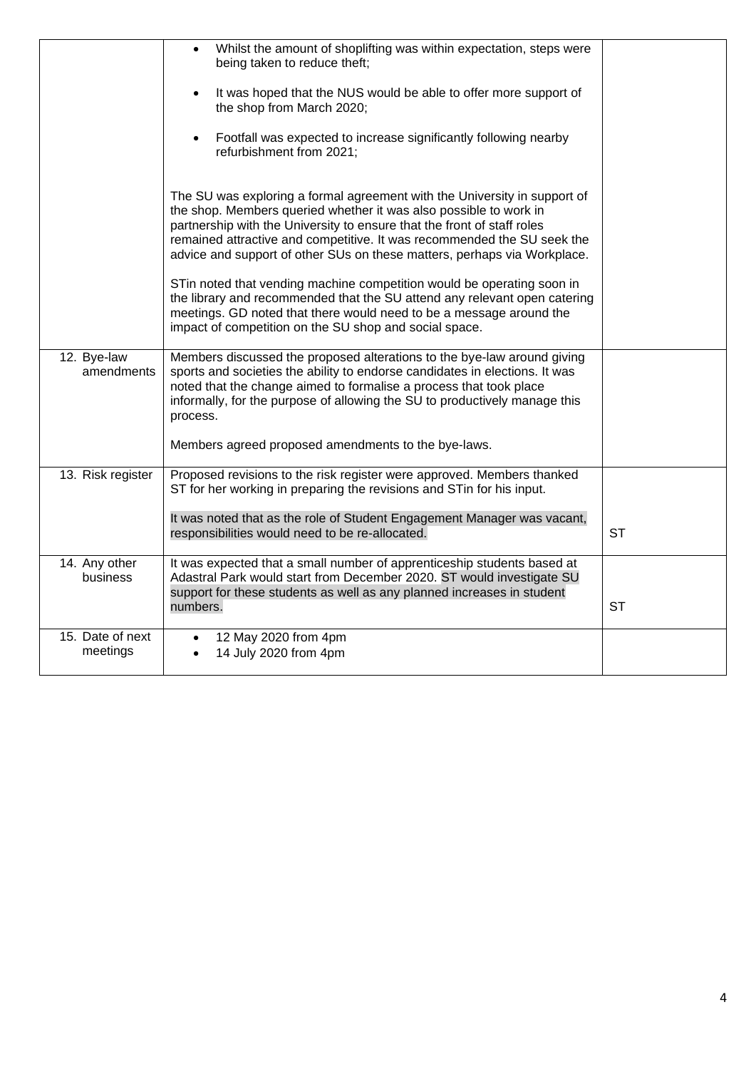| | | |
|---|---|---|
| | • Whilst the amount of shoplifting was within expectation, steps were being taken to reduce theft;<br><br>• It was hoped that the NUS would be able to offer more support of the shop from March 2020;<br><br>• Footfall was expected to increase significantly following nearby refurbishment from 2021;<br><br>The SU was exploring a formal agreement with the University in support of the shop. Members queried whether it was also possible to work in partnership with the University to ensure that the front of staff roles remained attractive and competitive. It was recommended the SU seek the advice and support of other SUs on these matters, perhaps via Workplace.<br><br>STin noted that vending machine competition would be operating soon in the library and recommended that the SU attend any relevant open catering meetings. GD noted that there would need to be a message around the impact of competition on the SU shop and social space. | |
| 12. Bye-law amendments | Members discussed the proposed alterations to the bye-law around giving sports and societies the ability to endorse candidates in elections. It was noted that the change aimed to formalise a process that took place informally, for the purpose of allowing the SU to productively manage this process.<br><br>Members agreed proposed amendments to the bye-laws. | |
| 13. Risk register | Proposed revisions to the risk register were approved. Members thanked ST for her working in preparing the revisions and STin for his input.<br><br>It was noted that as the role of Student Engagement Manager was vacant, responsibilities would need to be re-allocated. | ST |
| 14. Any other business | It was expected that a small number of apprenticeship students based at Adastral Park would start from December 2020. ST would investigate SU support for these students as well as any planned increases in student numbers. | ST |
| 15. Date of next meetings | • 12 May 2020 from 4pm<br>• 14 July 2020 from 4pm | |